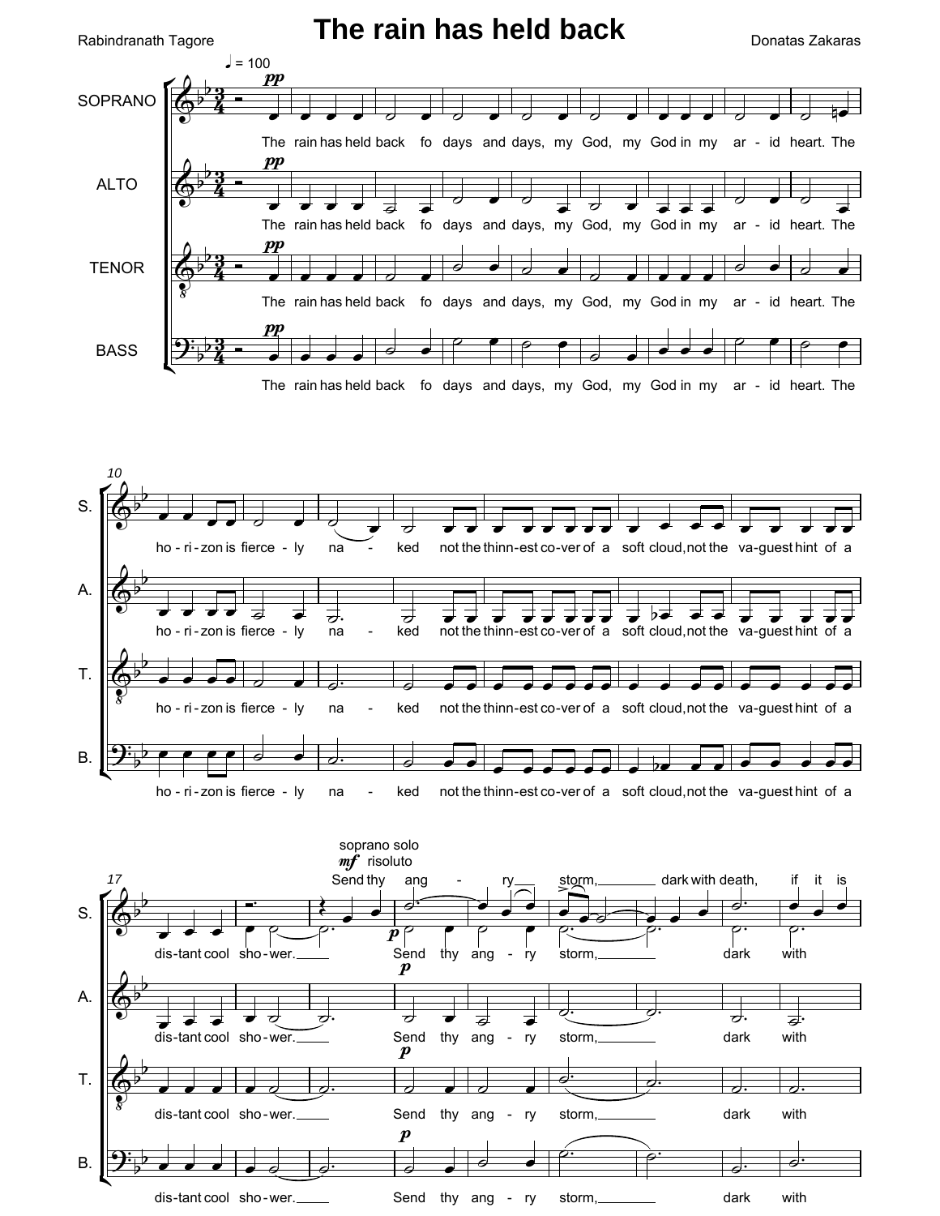# The rain has held back

Rabindranath Tagore

Donatas Zakaras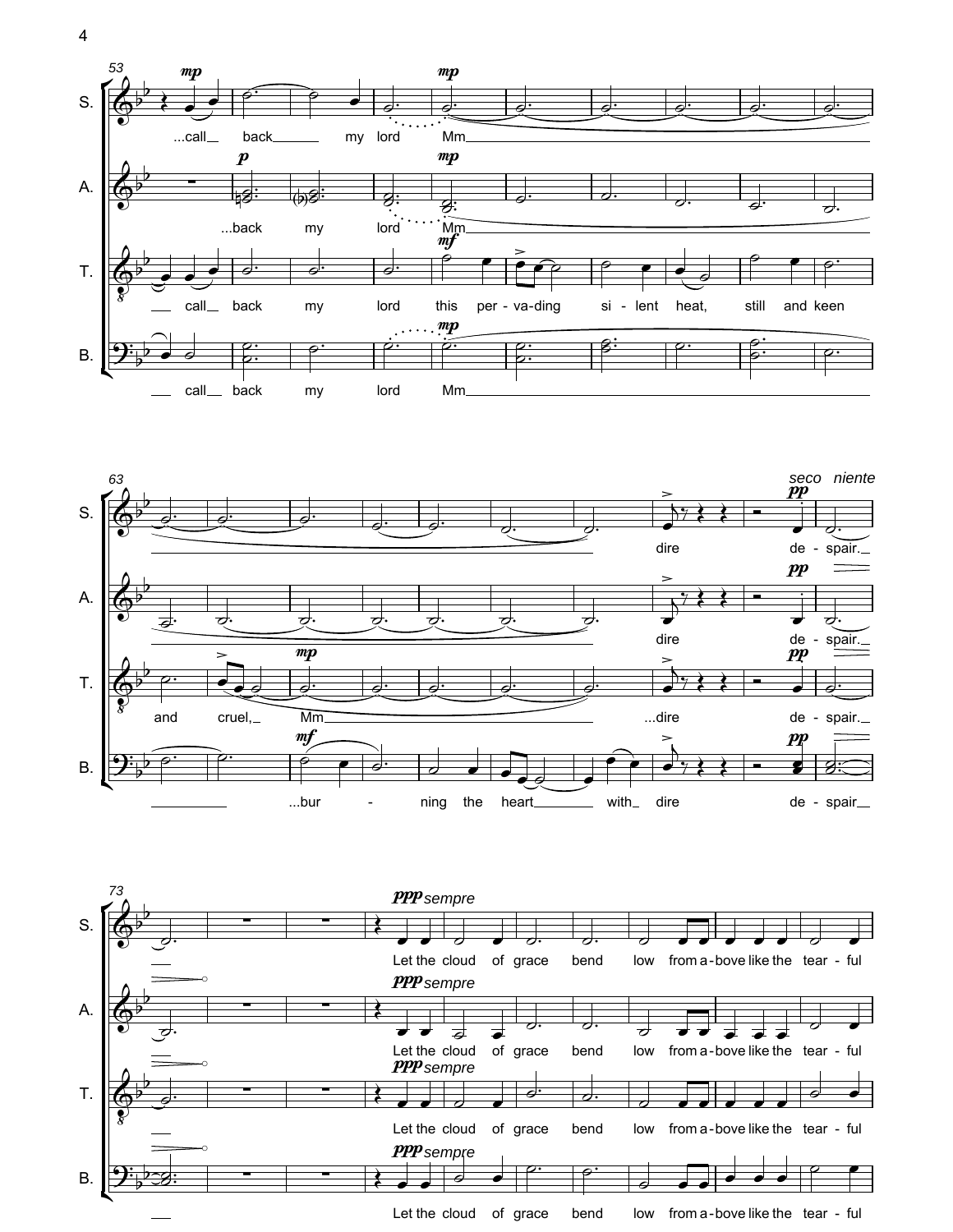53

S. ...call back my lord Mm

A. ...back my lord Mm

T. call back my lord this per - va - ding si - lent heat, still and keen

B. call back my lord Mm

63

S. dire de - spair.

A. dire de - spair.

T. and cruel, Mm ...dire de - spair.

B. ...bur - ning the heart with dire de - spair

*seco niente*

73

*ppp sempre*

S. Let the cloud of grace bend low from a - bove like the tear - ful

A. Let the cloud of grace bend low from a - bove like the tear - ful

T. Let the cloud of grace bend low from a - bove like the tear - ful

B. Let the cloud of grace bend low from a - bove like the tear - ful